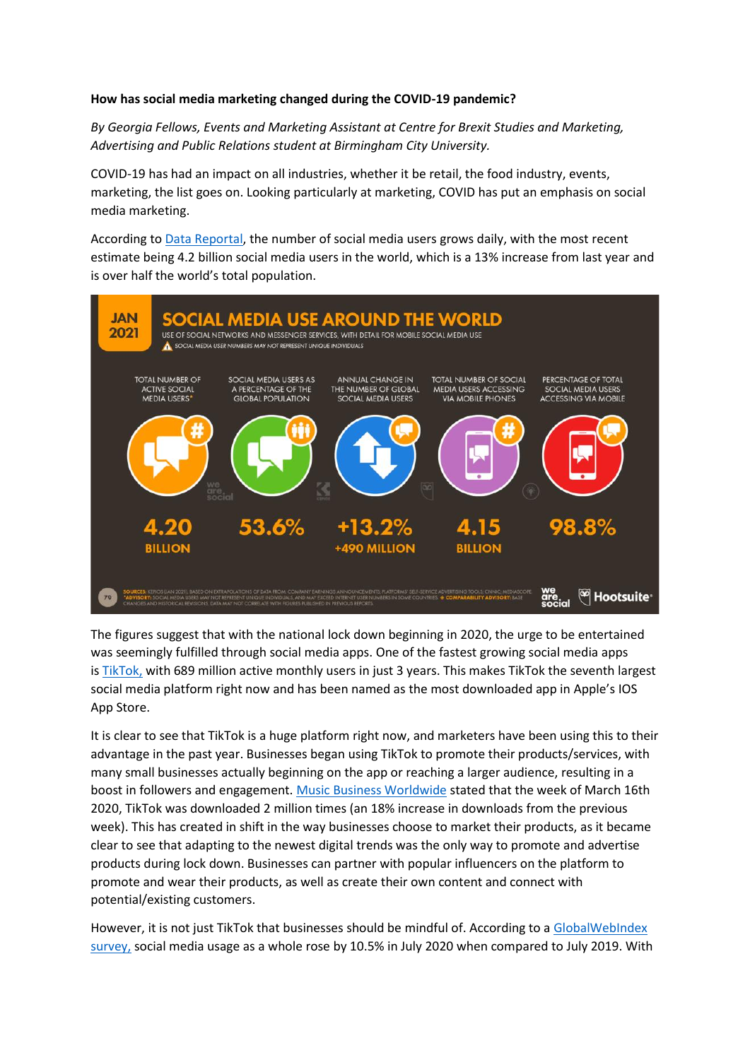**How has social media marketing changed during the COVID-19 pandemic?**

*By Georgia Fellows, Events and Marketing Assistant at Centre for Brexit Studies and Marketing, Advertising and Public Relations student at Birmingham City University.*

COVID-19 has had an impact on all industries, whether it be retail, the food industry, events, marketing, the list goes on. Looking particularly at marketing, COVID has put an emphasis on social media marketing.

According to Data Reportal, the number of social media users grows daily, with the most recent estimate being 4.2 billion social media users in the world, which is a 13% increase from last year and is over half the world's total population.

The figures suggest that with the national lock down beginning in 2020, the urge to be entertained was seemingly fulfilled through social media apps. One of the fastest growing social media apps is TikTok, with 689 million active monthly users in just 3 years. This makes TikTok the seventh largest social media platform right now and has been named as the most downloaded app in Apple's IOS App Store.

It is clear to see that TikTok is a huge platform right now, and marketers have been using this to their advantage in the past year. Businesses began using TikTok to promote their products/services, with many small businesses actually beginning on the app or reaching a larger audience, resulting in a boost in followers and engagement. Music Business Worldwide stated that the week of March 16th 2020, TikTok was downloaded 2 million times (an 18% increase in downloads from the previous week). This has created in shift in the way businesses choose to market their products, as it became clear to see that adapting to the newest digital trends was the only way to promote and advertise products during lock down. Businesses can partner with popular influencers on the platform to promote and wear their products, as well as create their own content and connect with potential/existing customers.

However, it is not just TikTok that businesses should be mindful of. According to a GlobalWebIndex survey, social media usage as a whole rose by 10.5% in July 2020 when compared to July 2019. With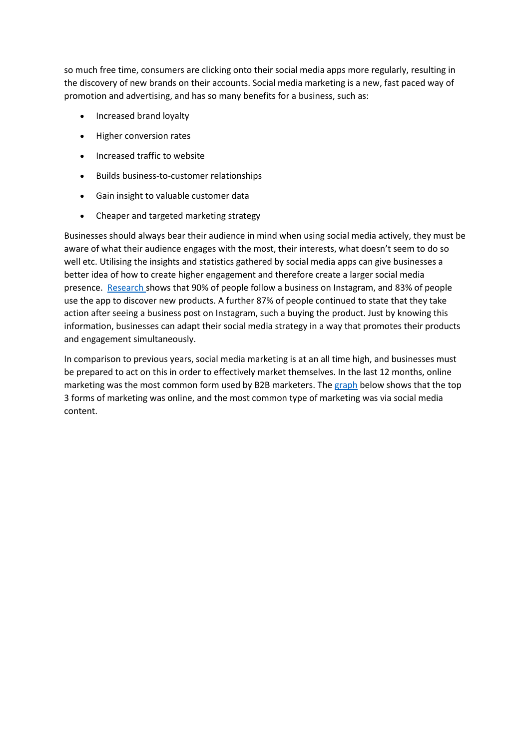so much free time, consumers are clicking onto their social media apps more regularly, resulting in the discovery of new brands on their accounts. Social media marketing is a new, fast paced way of promotion and advertising, and has so many benefits for a business, such as:

- Increased brand loyalty
- Higher conversion rates
- Increased traffic to website
- Builds business-to-customer relationships
- Gain insight to valuable customer data
- Cheaper and targeted marketing strategy

Businesses should always bear their audience in mind when using social media actively, they must be aware of what their audience engages with the most, their interests, what doesn't seem to do so well etc. Utilising the insights and statistics gathered by social media apps can give businesses a better idea of how to create higher engagement and therefore create a larger social media presence. Research shows that 90% of people follow a business on Instagram, and 83% of people use the app to discover new products. A further 87% of people continued to state that they take action after seeing a business post on Instagram, such a buying the product. Just by knowing this information, businesses can adapt their social media strategy in a way that promotes their products and engagement simultaneously.

In comparison to previous years, social media marketing is at an all time high, and businesses must be prepared to act on this in order to effectively market themselves. In the last 12 months, online marketing was the most common form used by B2B marketers. The graph below shows that the top 3 forms of marketing was online, and the most common type of marketing was via social media content.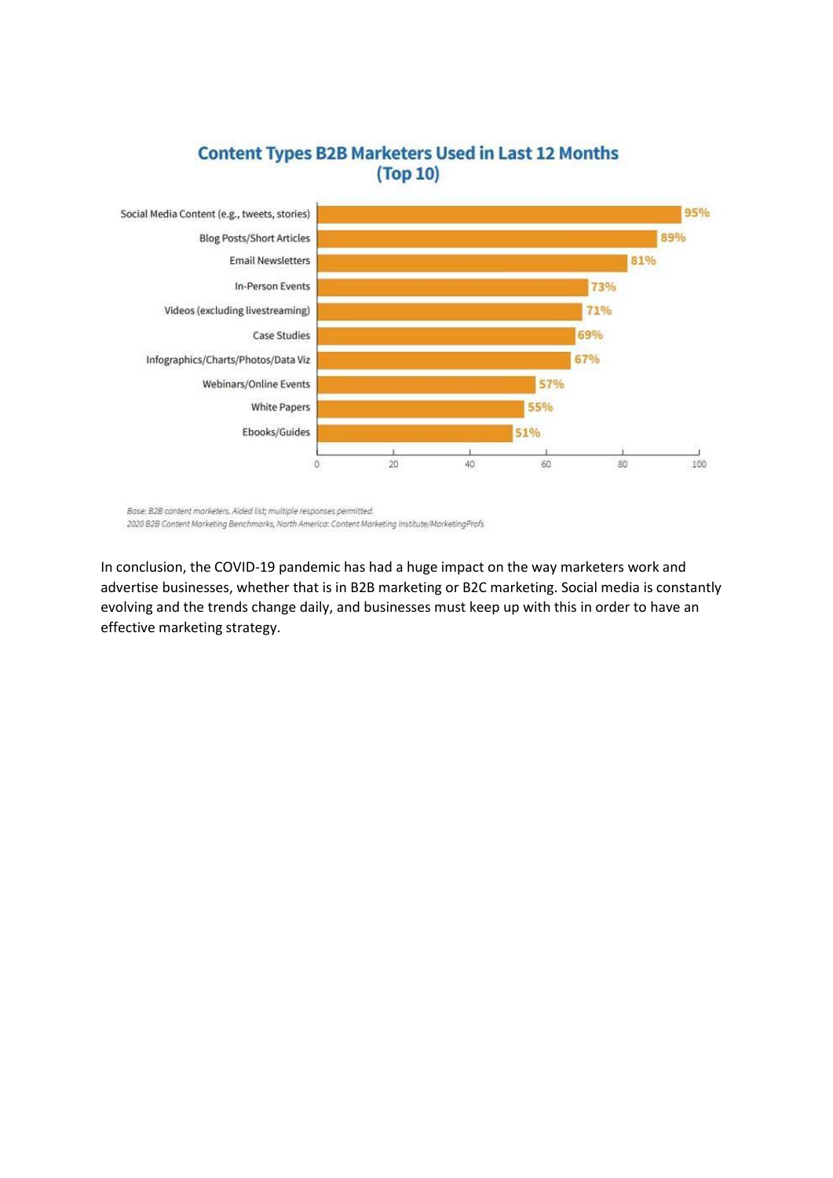**Content Types B2B Marketers Used in Last 12 Months (Top 10)**

Social Media Content (e.g., tweets, stories) 95%
Blog Posts/Short Articles 89%
Email Newsletters 81%
In-Person Events 73%
Videos (excluding livestreaming) 71%
Case Studies 69%
Infographics/Charts/Photos/Data Viz 67%
Webinars/Online Events 57%
White Papers 55%
Ebooks/Guides 51%

0 20 40 60 80 100

*Base: B2B content marketers. Aided list; multiple responses permitted.*
*2020 B2B Content Marketing Benchmarks, North America: Content Marketing Institute/MarketingProfs*

In conclusion, the COVID-19 pandemic has had a huge impact on the way marketers work and advertise businesses, whether that is in B2B marketing or B2C marketing. Social media is constantly evolving and the trends change daily, and businesses must keep up with this in order to have an effective marketing strategy.